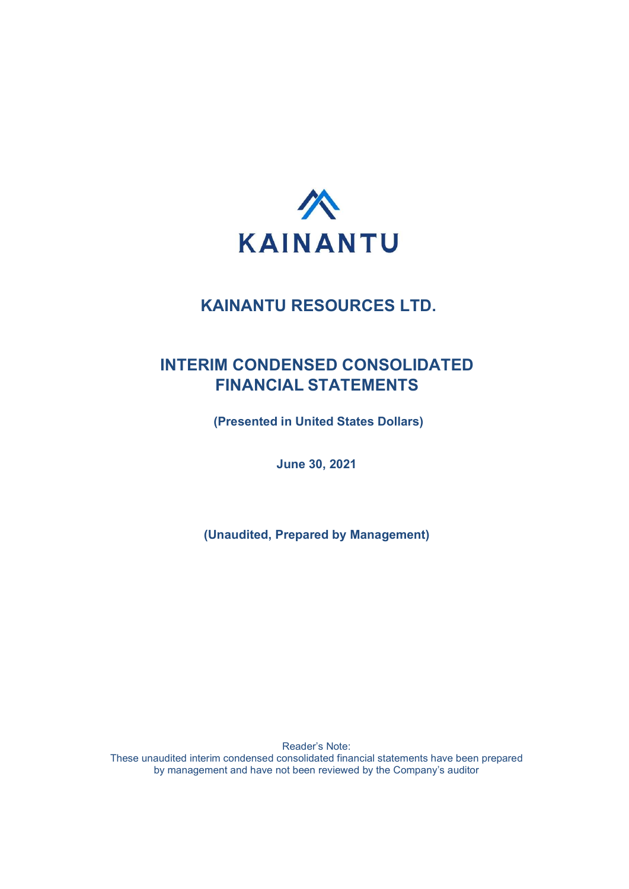KAINANTU

# KAINANTU RESOURCES LTD.

## INTERIM CONDENSED CONSOLIDATED FINANCIAL STATEMENTS

**(Presented in United States Dollars)**

**June 30, 2021**

**(Unaudited, Prepared by Management)**

Reader's Note:
These unaudited interim condensed consolidated financial statements have been prepared by management and have not been reviewed by the Company's auditor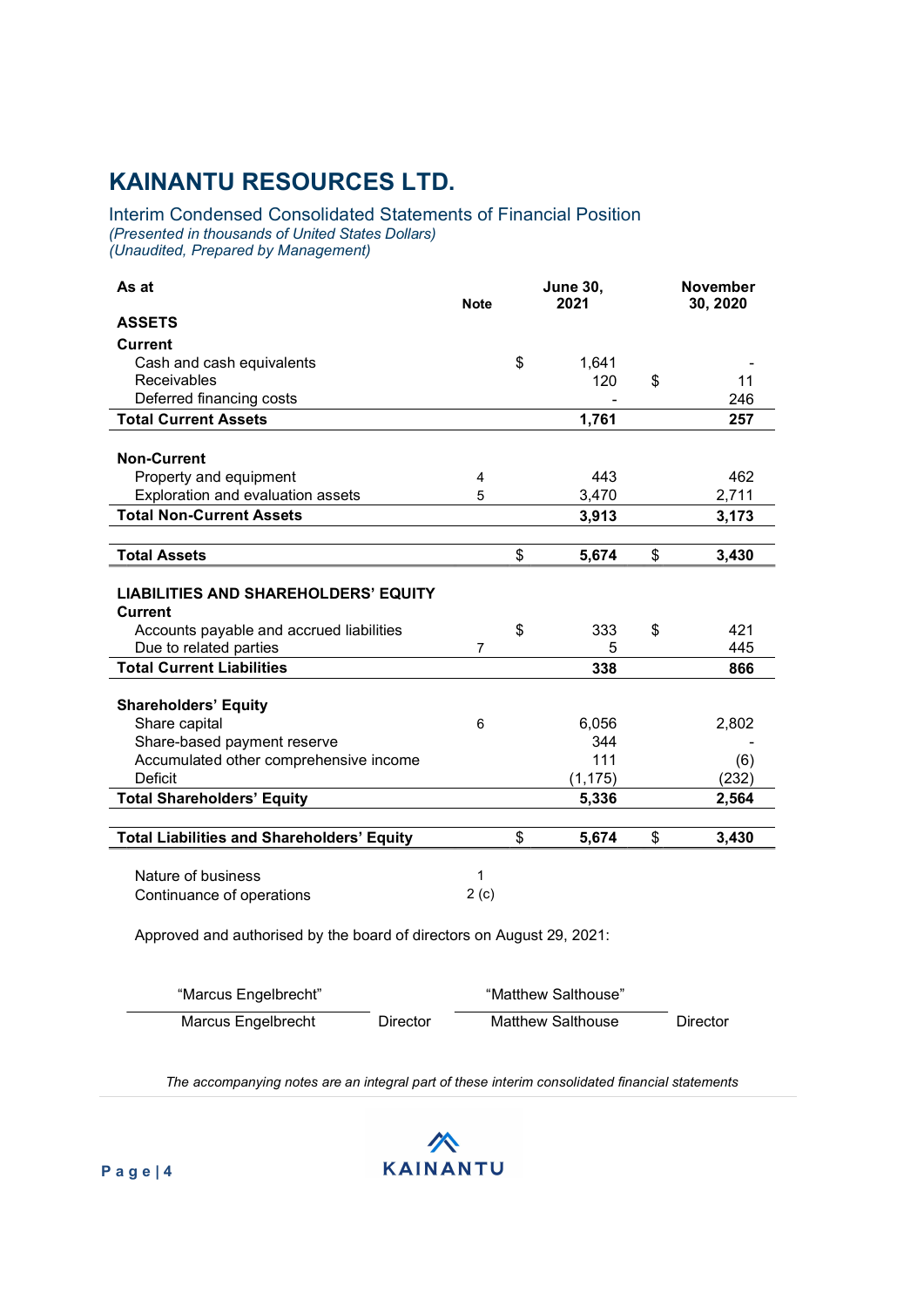# KAINANTU RESOURCES LTD.

## Interim Condensed Consolidated Statements of Financial Position

*(Presented in thousands of United States Dollars)*
*(Unaudited, Prepared by Management)*

| As at | Note | June 30, 2021 | November 30, 2020 |
|---|---|---|---|
| **ASSETS** | | | |
| **Current** | | | |
| Cash and cash equivalents | | $ 1,641 | - |
| Receivables | | 120 | $ 11 |
| Deferred financing costs | | - | 246 |
| **Total Current Assets** | | **1,761** | **257** |
| | | | |
| **Non-Current** | | | |
| Property and equipment | 4 | 443 | 462 |
| Exploration and evaluation assets | 5 | 3,470 | 2,711 |
| **Total Non-Current Assets** | | **3,913** | **3,173** |
| | | | |
| **Total Assets** | | **$ 5,674** | **$ 3,430** |
| | | | |
| **LIABILITIES AND SHAREHOLDERS' EQUITY** | | | |
| **Current** | | | |
| Accounts payable and accrued liabilities | | $ 333 | $ 421 |
| Due to related parties | 7 | 5 | 445 |
| **Total Current Liabilities** | | **338** | **866** |
| | | | |
| **Shareholders' Equity** | | | |
| Share capital | 6 | 6,056 | 2,802 |
| Share-based payment reserve | | 344 | - |
| Accumulated other comprehensive income | | 111 | (6) |
| Deficit | | (1,175) | (232) |
| **Total Shareholders' Equity** | | **5,336** | **2,564** |
| | | | |
| **Total Liabilities and Shareholders' Equity** | | **$ 5,674** | **$ 3,430** |

| | |
|---|---|
| Nature of business | 1 |
| Continuance of operations | 2 (c) |

Approved and authorised by the board of directors on August 29, 2021:

| "Marcus Engelbrecht" | | "Matthew Salthouse" | |
|---|---|---|---|
| Marcus Engelbrecht | Director | Matthew Salthouse | Director |

*The accompanying notes are an integral part of these interim consolidated financial statements*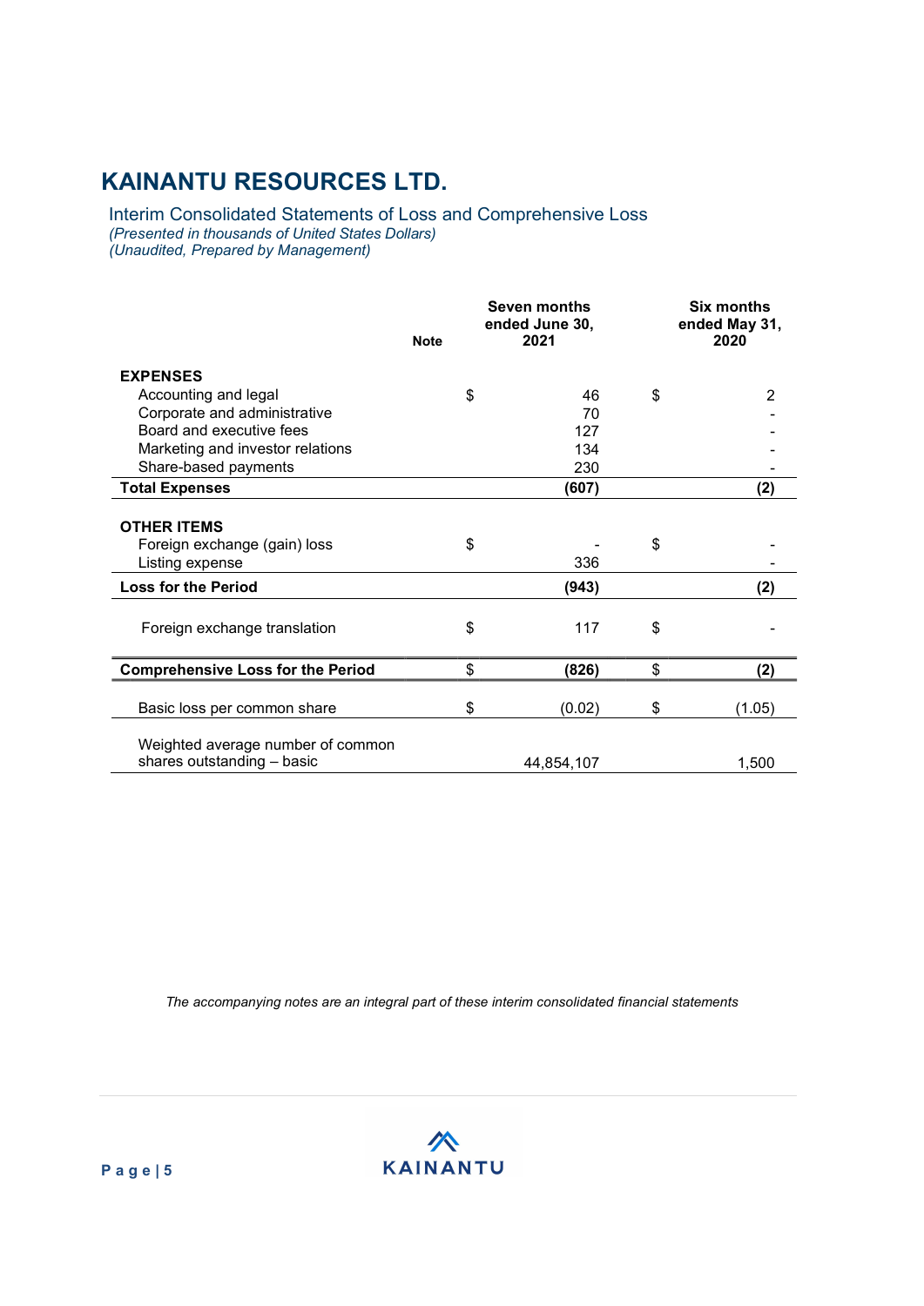# KAINANTU RESOURCES LTD.

## Interim Consolidated Statements of Loss and Comprehensive Loss

*(Presented in thousands of United States Dollars)*
*(Unaudited, Prepared by Management)*

| | Note | Seven months ended June 30, 2021 | Six months ended May 31, 2020 |
|---|---|---|---|
| **EXPENSES** | | | |
| Accounting and legal | | $ 46 | $ 2 |
| Corporate and administrative | | 70 | - |
| Board and executive fees | | 127 | - |
| Marketing and investor relations | | 134 | - |
| Share-based payments | | 230 | - |
| **Total Expenses** | | **(607)** | **(2)** |
| **OTHER ITEMS** | | | |
| Foreign exchange (gain) loss | | $ - | $ - |
| Listing expense | | 336 | - |
| **Loss for the Period** | | **(943)** | **(2)** |
| Foreign exchange translation | | $ 117 | $ - |
| **Comprehensive Loss for the Period** | | **$ (826)** | **$ (2)** |
| Basic loss per common share | | $ (0.02) | $ (1.05) |
| Weighted average number of common shares outstanding – basic | | 44,854,107 | 1,500 |

*The accompanying notes are an integral part of these interim consolidated financial statements*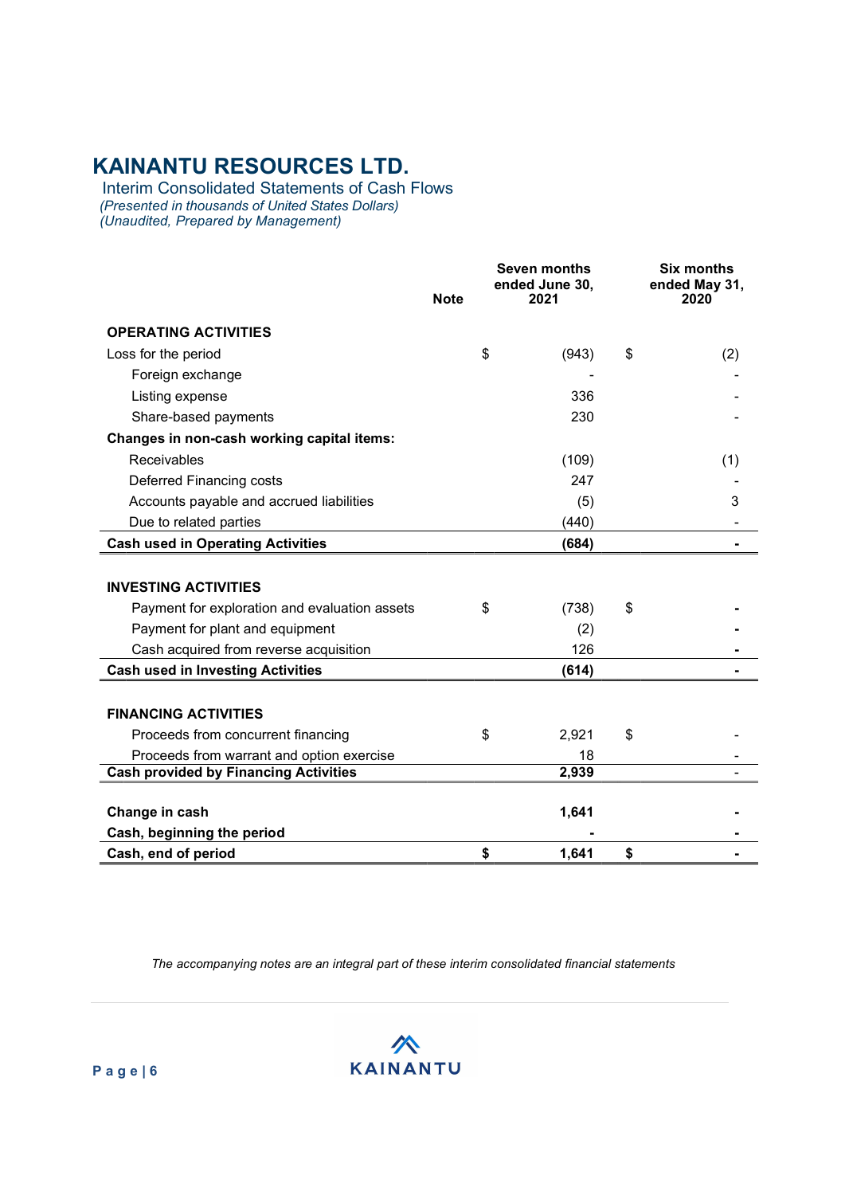# KAINANTU RESOURCES LTD.

Interim Consolidated Statements of Cash Flows

*(Presented in thousands of United States Dollars)*

*(Unaudited, Prepared by Management)*

| | Note | Seven months ended June 30, 2021 | Six months ended May 31, 2020 |
|---|---|---|---|
| **OPERATING ACTIVITIES** | | | |
| Loss for the period | | $ (943) | $ (2) |
| Foreign exchange | | - | - |
| Listing expense | | 336 | - |
| Share-based payments | | 230 | - |
| **Changes in non-cash working capital items:** | | | |
| Receivables | | (109) | (1) |
| Deferred Financing costs | | 247 | - |
| Accounts payable and accrued liabilities | | (5) | 3 |
| Due to related parties | | (440) | - |
| **Cash used in Operating Activities** | | **(684)** | **-** |
| | | | |
| **INVESTING ACTIVITIES** | | | |
| Payment for exploration and evaluation assets | | $ (738) | $ **-** |
| Payment for plant and equipment | | (2) | **-** |
| Cash acquired from reverse acquisition | | 126 | **-** |
| **Cash used in Investing Activities** | | **(614)** | **-** |
| | | | |
| **FINANCING ACTIVITIES** | | | |
| Proceeds from concurrent financing | | $ 2,921 | $ - |
| Proceeds from warrant and option exercise | | 18 | - |
| **Cash provided by Financing Activities** | | **2,939** | - |
| | | | |
| **Change in cash** | | **1,641** | **-** |
| **Cash, beginning the period** | | **-** | **-** |
| **Cash, end of period** | | **$ 1,641** | **$ -** |

*The accompanying notes are an integral part of these interim consolidated financial statements*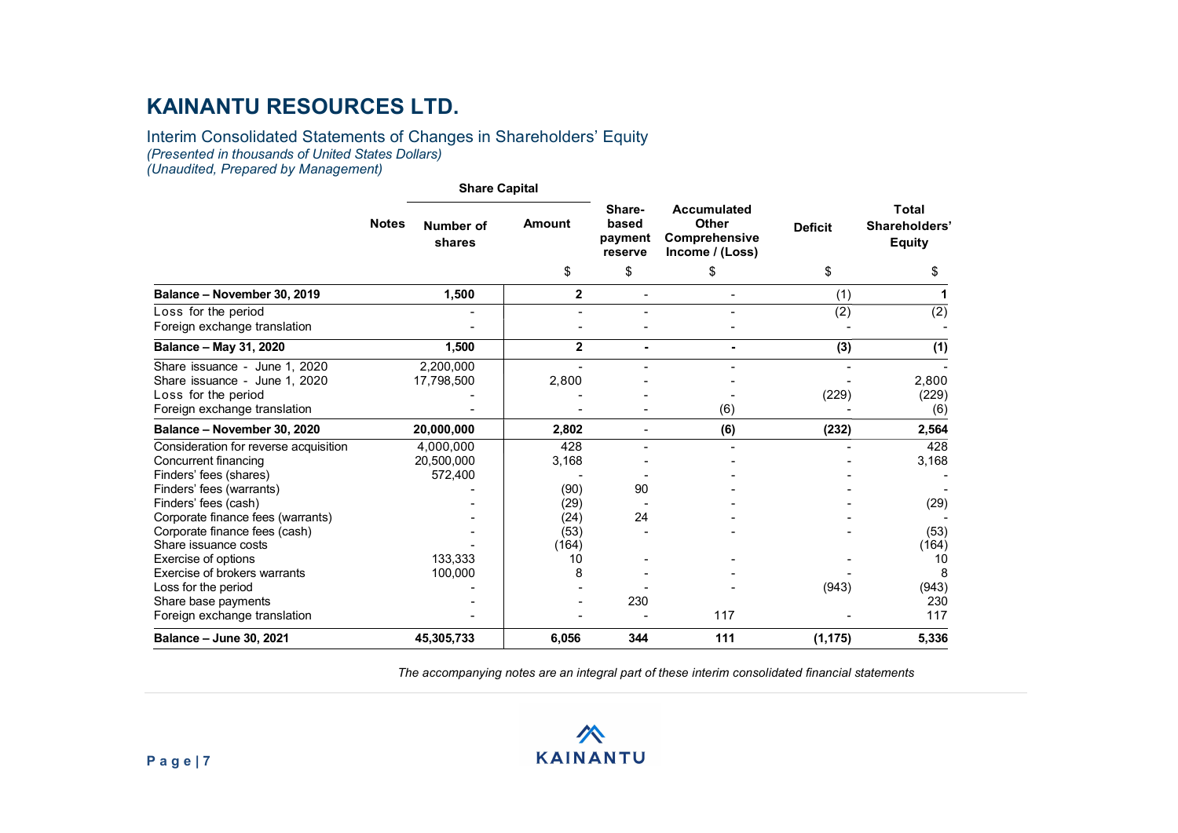# KAINANTU RESOURCES LTD.

Interim Consolidated Statements of Changes in Shareholders' Equity
*(Presented in thousands of United States Dollars)*
*(Unaudited, Prepared by Management)*

| | Notes | Share Capital | | Share-based payment reserve | Accumulated Other Comprehensive Income / (Loss) | Deficit | Total Shareholders' Equity |
|---|---|---|---|---|---|---|---|
| | | Number of shares | Amount | | | | |
| | | | $ | $ | $ | $ | $ |
| **Balance – November 30, 2019** | | **1,500** | **2** | - | - | (1) | **1** |
| Loss for the period | | - | - | - | - | (2) | (2) |
| Foreign exchange translation | | - | - | - | - | - | - |
| **Balance – May 31, 2020** | | **1,500** | **2** | **-** | **-** | **(3)** | **(1)** |
| Share issuance - June 1, 2020 | | 2,200,000 | - | - | - | - | - |
| Share issuance - June 1, 2020 | | 17,798,500 | 2,800 | - | - | - | 2,800 |
| Loss for the period | | - | - | - | - | (229) | (229) |
| Foreign exchange translation | | - | - | - | (6) | - | (6) |
| **Balance – November 30, 2020** | | **20,000,000** | **2,802** | - | **(6)** | **(232)** | **2,564** |
| Consideration for reverse acquisition | | 4,000,000 | 428 | - | - | - | 428 |
| Concurrent financing | | 20,500,000 | 3,168 | - | - | - | 3,168 |
| Finders' fees (shares) | | 572,400 | - | - | - | - | - |
| Finders' fees (warrants) | | - | (90) | 90 | - | - | - |
| Finders' fees (cash) | | - | (29) | - | - | - | (29) |
| Corporate finance fees (warrants) | | - | (24) | 24 | - | - | - |
| Corporate finance fees (cash) | | - | (53) | - | - | - | (53) |
| Share issuance costs | | - | (164) | | | | (164) |
| Exercise of options | | 133,333 | 10 | - | - | - | 10 |
| Exercise of brokers warrants | | 100,000 | 8 | - | - | - | 8 |
| Loss for the period | | - | - | - | - | (943) | (943) |
| Share base payments | | - | - | 230 | | | 230 |
| Foreign exchange translation | | - | - | - | 117 | - | 117 |
| **Balance – June 30, 2021** | | **45,305,733** | **6,056** | **344** | **111** | **(1,175)** | **5,336** |

*The accompanying notes are an integral part of these interim consolidated financial statements*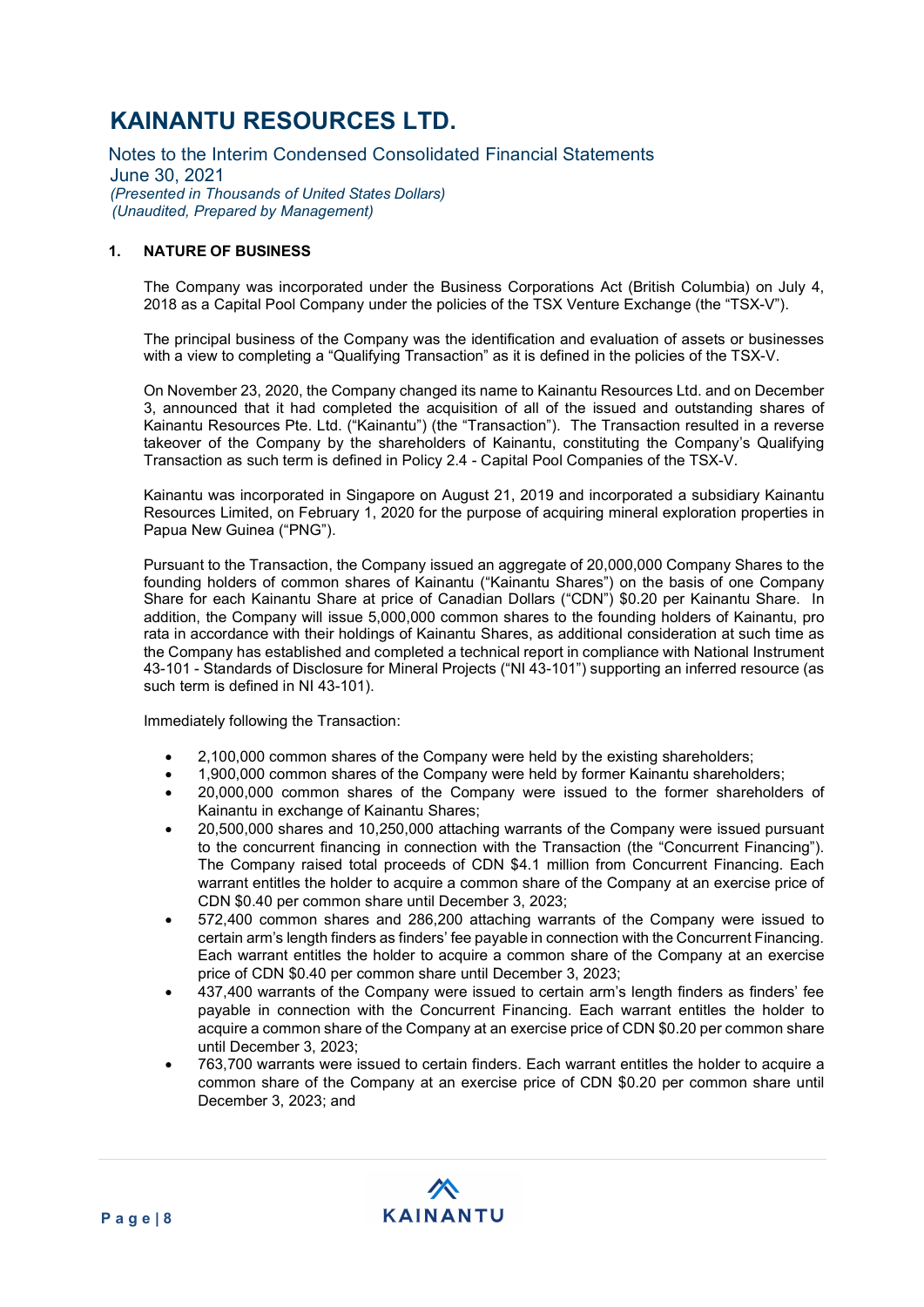# KAINANTU RESOURCES LTD.

Notes to the Interim Condensed Consolidated Financial Statements
June 30, 2021
*(Presented in Thousands of United States Dollars)*
*(Unaudited, Prepared by Management)*

## 1. NATURE OF BUSINESS

The Company was incorporated under the Business Corporations Act (British Columbia) on July 4, 2018 as a Capital Pool Company under the policies of the TSX Venture Exchange (the "TSX-V").

The principal business of the Company was the identification and evaluation of assets or businesses with a view to completing a "Qualifying Transaction" as it is defined in the policies of the TSX-V.

On November 23, 2020, the Company changed its name to Kainantu Resources Ltd. and on December 3, announced that it had completed the acquisition of all of the issued and outstanding shares of Kainantu Resources Pte. Ltd. ("Kainantu") (the "Transaction"). The Transaction resulted in a reverse takeover of the Company by the shareholders of Kainantu, constituting the Company's Qualifying Transaction as such term is defined in Policy 2.4 - Capital Pool Companies of the TSX-V.

Kainantu was incorporated in Singapore on August 21, 2019 and incorporated a subsidiary Kainantu Resources Limited, on February 1, 2020 for the purpose of acquiring mineral exploration properties in Papua New Guinea ("PNG").

Pursuant to the Transaction, the Company issued an aggregate of 20,000,000 Company Shares to the founding holders of common shares of Kainantu ("Kainantu Shares") on the basis of one Company Share for each Kainantu Share at price of Canadian Dollars ("CDN") $0.20 per Kainantu Share. In addition, the Company will issue 5,000,000 common shares to the founding holders of Kainantu, pro rata in accordance with their holdings of Kainantu Shares, as additional consideration at such time as the Company has established and completed a technical report in compliance with National Instrument 43-101 - Standards of Disclosure for Mineral Projects ("NI 43-101") supporting an inferred resource (as such term is defined in NI 43-101).

Immediately following the Transaction:

- 2,100,000 common shares of the Company were held by the existing shareholders;
- 1,900,000 common shares of the Company were held by former Kainantu shareholders;
- 20,000,000 common shares of the Company were issued to the former shareholders of Kainantu in exchange of Kainantu Shares;
- 20,500,000 shares and 10,250,000 attaching warrants of the Company were issued pursuant to the concurrent financing in connection with the Transaction (the "Concurrent Financing"). The Company raised total proceeds of CDN $4.1 million from Concurrent Financing. Each warrant entitles the holder to acquire a common share of the Company at an exercise price of CDN $0.40 per common share until December 3, 2023;
- 572,400 common shares and 286,200 attaching warrants of the Company were issued to certain arm's length finders as finders' fee payable in connection with the Concurrent Financing. Each warrant entitles the holder to acquire a common share of the Company at an exercise price of CDN $0.40 per common share until December 3, 2023;
- 437,400 warrants of the Company were issued to certain arm's length finders as finders' fee payable in connection with the Concurrent Financing. Each warrant entitles the holder to acquire a common share of the Company at an exercise price of CDN $0.20 per common share until December 3, 2023;
- 763,700 warrants were issued to certain finders. Each warrant entitles the holder to acquire a common share of the Company at an exercise price of CDN $0.20 per common share until December 3, 2023; and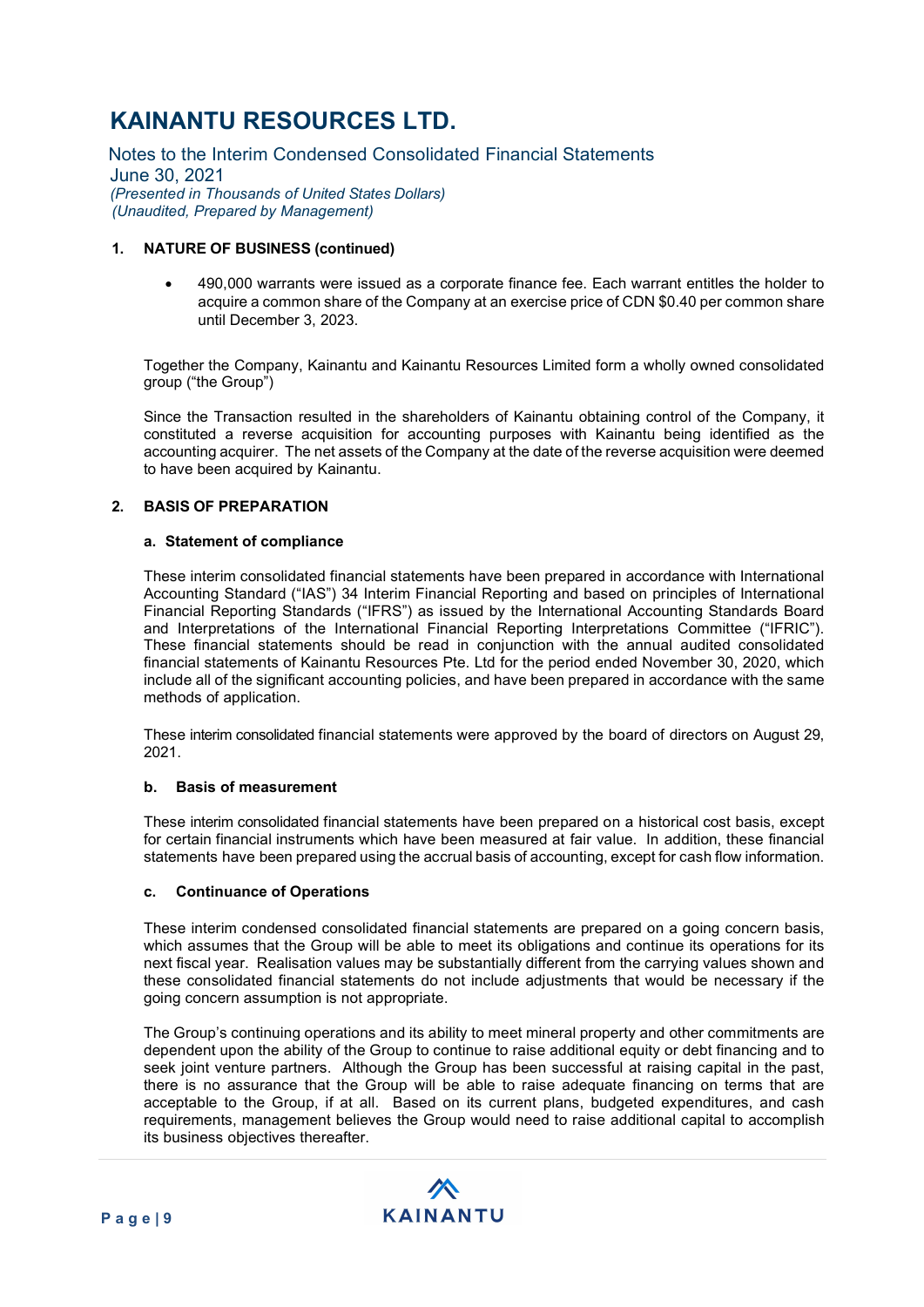### 1. NATURE OF BUSINESS (continued)

- 490,000 warrants were issued as a corporate finance fee. Each warrant entitles the holder to acquire a common share of the Company at an exercise price of CDN $0.40 per common share until December 3, 2023.

Together the Company, Kainantu and Kainantu Resources Limited form a wholly owned consolidated group ("the Group")

Since the Transaction resulted in the shareholders of Kainantu obtaining control of the Company, it constituted a reverse acquisition for accounting purposes with Kainantu being identified as the accounting acquirer. The net assets of the Company at the date of the reverse acquisition were deemed to have been acquired by Kainantu.

### 2. BASIS OF PREPARATION

#### a. Statement of compliance

These interim consolidated financial statements have been prepared in accordance with International Accounting Standard ("IAS") 34 Interim Financial Reporting and based on principles of International Financial Reporting Standards ("IFRS") as issued by the International Accounting Standards Board and Interpretations of the International Financial Reporting Interpretations Committee ("IFRIC"). These financial statements should be read in conjunction with the annual audited consolidated financial statements of Kainantu Resources Pte. Ltd for the period ended November 30, 2020, which include all of the significant accounting policies, and have been prepared in accordance with the same methods of application.

These interim consolidated financial statements were approved by the board of directors on August 29, 2021.

#### b. Basis of measurement

These interim consolidated financial statements have been prepared on a historical cost basis, except for certain financial instruments which have been measured at fair value. In addition, these financial statements have been prepared using the accrual basis of accounting, except for cash flow information.

#### c. Continuance of Operations

These interim condensed consolidated financial statements are prepared on a going concern basis, which assumes that the Group will be able to meet its obligations and continue its operations for its next fiscal year. Realisation values may be substantially different from the carrying values shown and these consolidated financial statements do not include adjustments that would be necessary if the going concern assumption is not appropriate.

The Group's continuing operations and its ability to meet mineral property and other commitments are dependent upon the ability of the Group to continue to raise additional equity or debt financing and to seek joint venture partners. Although the Group has been successful at raising capital in the past, there is no assurance that the Group will be able to raise adequate financing on terms that are acceptable to the Group, if at all. Based on its current plans, budgeted expenditures, and cash requirements, management believes the Group would need to raise additional capital to accomplish its business objectives thereafter.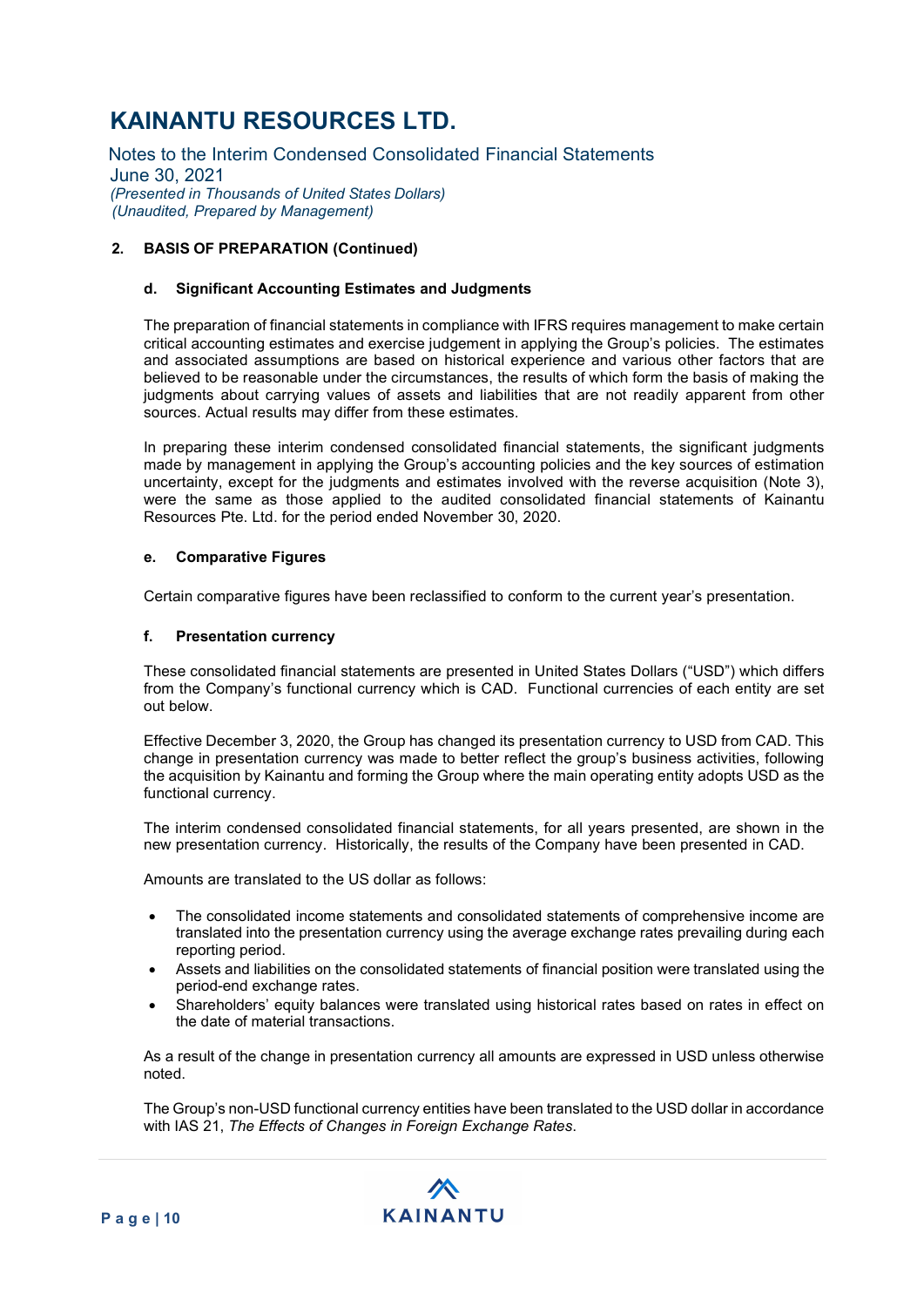## 2. BASIS OF PREPARATION (Continued)

### d. Significant Accounting Estimates and Judgments

The preparation of financial statements in compliance with IFRS requires management to make certain critical accounting estimates and exercise judgement in applying the Group's policies. The estimates and associated assumptions are based on historical experience and various other factors that are believed to be reasonable under the circumstances, the results of which form the basis of making the judgments about carrying values of assets and liabilities that are not readily apparent from other sources. Actual results may differ from these estimates.

In preparing these interim condensed consolidated financial statements, the significant judgments made by management in applying the Group's accounting policies and the key sources of estimation uncertainty, except for the judgments and estimates involved with the reverse acquisition (Note 3), were the same as those applied to the audited consolidated financial statements of Kainantu Resources Pte. Ltd. for the period ended November 30, 2020.

### e. Comparative Figures

Certain comparative figures have been reclassified to conform to the current year's presentation.

### f. Presentation currency

These consolidated financial statements are presented in United States Dollars ("USD") which differs from the Company's functional currency which is CAD. Functional currencies of each entity are set out below.

Effective December 3, 2020, the Group has changed its presentation currency to USD from CAD. This change in presentation currency was made to better reflect the group's business activities, following the acquisition by Kainantu and forming the Group where the main operating entity adopts USD as the functional currency.

The interim condensed consolidated financial statements, for all years presented, are shown in the new presentation currency. Historically, the results of the Company have been presented in CAD.

Amounts are translated to the US dollar as follows:

- The consolidated income statements and consolidated statements of comprehensive income are translated into the presentation currency using the average exchange rates prevailing during each reporting period.
- Assets and liabilities on the consolidated statements of financial position were translated using the period-end exchange rates.
- Shareholders' equity balances were translated using historical rates based on rates in effect on the date of material transactions.

As a result of the change in presentation currency all amounts are expressed in USD unless otherwise noted.

The Group's non-USD functional currency entities have been translated to the USD dollar in accordance with IAS 21, *The Effects of Changes in Foreign Exchange Rates*.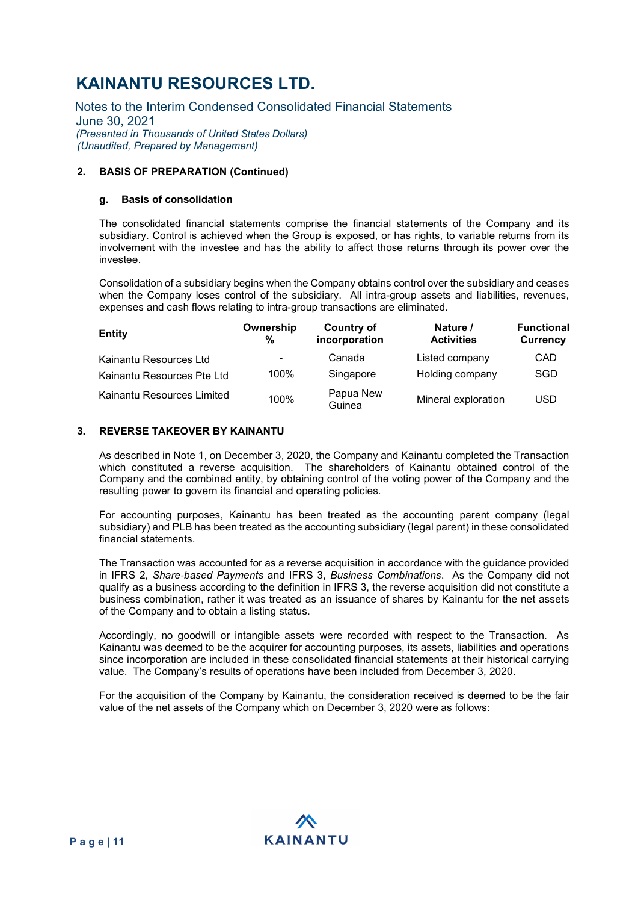### 2. BASIS OF PREPARATION (Continued)

#### g. Basis of consolidation

The consolidated financial statements comprise the financial statements of the Company and its subsidiary. Control is achieved when the Group is exposed, or has rights, to variable returns from its involvement with the investee and has the ability to affect those returns through its power over the investee.

Consolidation of a subsidiary begins when the Company obtains control over the subsidiary and ceases when the Company loses control of the subsidiary. All intra-group assets and liabilities, revenues, expenses and cash flows relating to intra-group transactions are eliminated.

| Entity | Ownership % | Country of incorporation | Nature / Activities | Functional Currency |
|---|---|---|---|---|
| Kainantu Resources Ltd | - | Canada | Listed company | CAD |
| Kainantu Resources Pte Ltd | 100% | Singapore | Holding company | SGD |
| Kainantu Resources Limited | 100% | Papua New Guinea | Mineral exploration | USD |

### 3. REVERSE TAKEOVER BY KAINANTU

As described in Note 1, on December 3, 2020, the Company and Kainantu completed the Transaction which constituted a reverse acquisition. The shareholders of Kainantu obtained control of the Company and the combined entity, by obtaining control of the voting power of the Company and the resulting power to govern its financial and operating policies.

For accounting purposes, Kainantu has been treated as the accounting parent company (legal subsidiary) and PLB has been treated as the accounting subsidiary (legal parent) in these consolidated financial statements.

The Transaction was accounted for as a reverse acquisition in accordance with the guidance provided in IFRS 2, *Share-based Payments* and IFRS 3, *Business Combinations*. As the Company did not qualify as a business according to the definition in IFRS 3, the reverse acquisition did not constitute a business combination, rather it was treated as an issuance of shares by Kainantu for the net assets of the Company and to obtain a listing status.

Accordingly, no goodwill or intangible assets were recorded with respect to the Transaction. As Kainantu was deemed to be the acquirer for accounting purposes, its assets, liabilities and operations since incorporation are included in these consolidated financial statements at their historical carrying value. The Company's results of operations have been included from December 3, 2020.

For the acquisition of the Company by Kainantu, the consideration received is deemed to be the fair value of the net assets of the Company which on December 3, 2020 were as follows: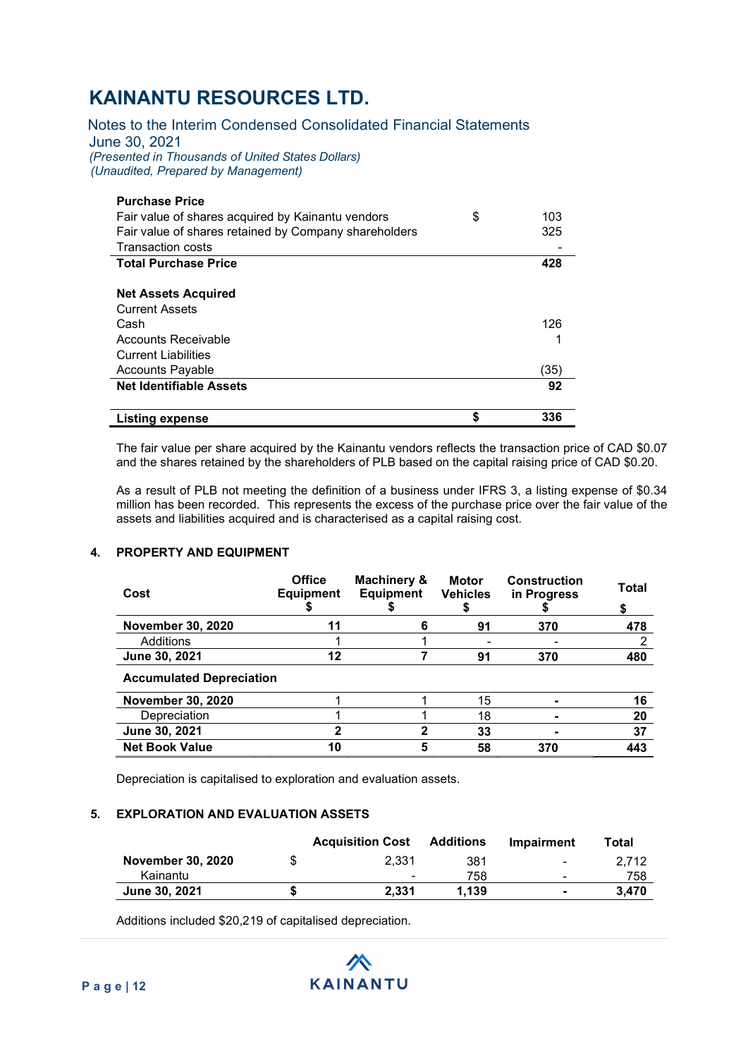| Purchase Price | | |
|---|---|---|
| Fair value of shares acquired by Kainantu vendors | $ | 103 |
| Fair value of shares retained by Company shareholders | | 325 |
| Transaction costs | | - |
| **Total Purchase Price** | | **428** |
| | | |
| **Net Assets Acquired** | | |
| Current Assets | | |
| Cash | | 126 |
| Accounts Receivable | | 1 |
| Current Liabilities | | |
| Accounts Payable | | (35) |
| **Net Identifiable Assets** | | **92** |
| | | |
| **Listing expense** | **$** | **336** |

The fair value per share acquired by the Kainantu vendors reflects the transaction price of CAD $0.07 and the shares retained by the shareholders of PLB based on the capital raising price of CAD $0.20.

As a result of PLB not meeting the definition of a business under IFRS 3, a listing expense of $0.34 million has been recorded. This represents the excess of the purchase price over the fair value of the assets and liabilities acquired and is characterised as a capital raising cost.

## 4. PROPERTY AND EQUIPMENT

| Cost | Office Equipment $ | Machinery & Equipment $ | Motor Vehicles $ | Construction in Progress $ | Total $ |
|---|---|---|---|---|---|
| **November 30, 2020** | **11** | **6** | **91** | **370** | **478** |
| Additions | 1 | 1 | - | - | 2 |
| **June 30, 2021** | **12** | **7** | **91** | **370** | **480** |
| **Accumulated Depreciation** | | | | | |
| **November 30, 2020** | 1 | 1 | 15 | - | **16** |
| Depreciation | 1 | 1 | 18 | - | **20** |
| **June 30, 2021** | **2** | **2** | **33** | - | **37** |
| **Net Book Value** | **10** | **5** | **58** | **370** | **443** |

Depreciation is capitalised to exploration and evaluation assets.

## 5. EXPLORATION AND EVALUATION ASSETS

| | | Acquisition Cost | Additions | Impairment | Total |
|---|---|---|---|---|---|
| **November 30, 2020** | $ | 2,331 | 381 | - | 2,712 |
| Kainantu | | - | 758 | - | 758 |
| **June 30, 2021** | **$** | **2,331** | **1,139** | **-** | **3,470** |

Additions included $20,219 of capitalised depreciation.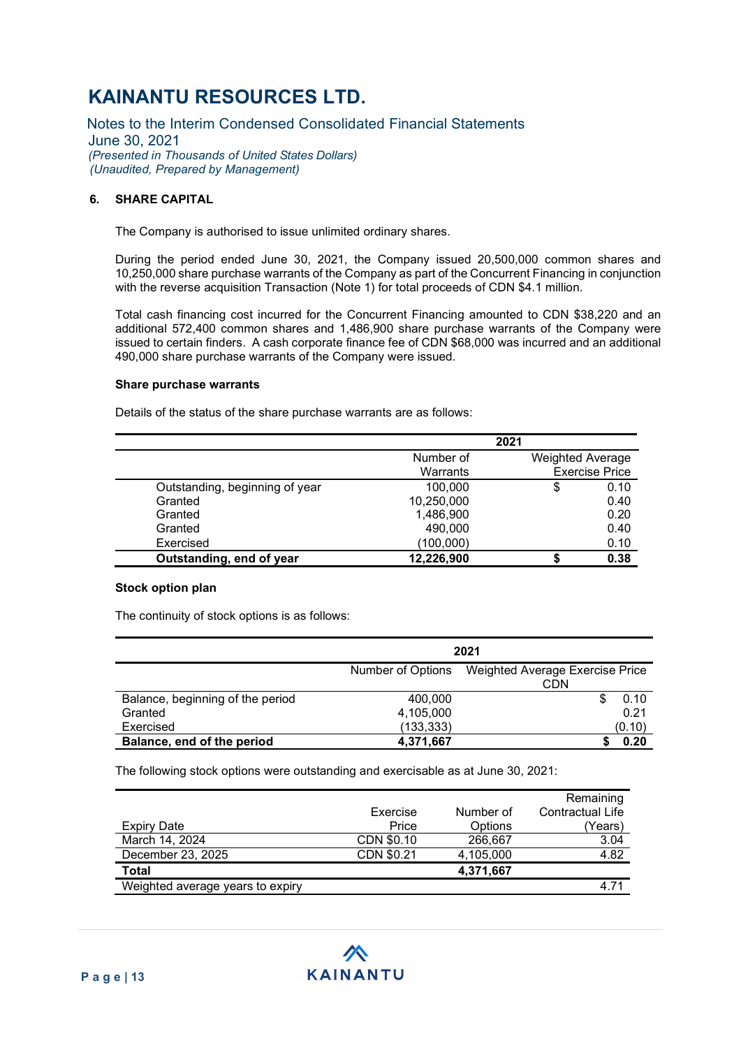# KAINANTU RESOURCES LTD.

Notes to the Interim Condensed Consolidated Financial Statements
June 30, 2021
*(Presented in Thousands of United States Dollars)*
*(Unaudited, Prepared by Management)*

## 6. SHARE CAPITAL

The Company is authorised to issue unlimited ordinary shares.

During the period ended June 30, 2021, the Company issued 20,500,000 common shares and 10,250,000 share purchase warrants of the Company as part of the Concurrent Financing in conjunction with the reverse acquisition Transaction (Note 1) for total proceeds of CDN $4.1 million.

Total cash financing cost incurred for the Concurrent Financing amounted to CDN $38,220 and an additional 572,400 common shares and 1,486,900 share purchase warrants of the Company were issued to certain finders. A cash corporate finance fee of CDN $68,000 was incurred and an additional 490,000 share purchase warrants of the Company were issued.

### Share purchase warrants

Details of the status of the share purchase warrants are as follows:

| | 2021 | |
|---|---|---|
| | Number of Warrants | Weighted Average Exercise Price |
| Outstanding, beginning of year | 100,000 | $ 0.10 |
| Granted | 10,250,000 | 0.40 |
| Granted | 1,486,900 | 0.20 |
| Granted | 490,000 | 0.40 |
| Exercised | (100,000) | 0.10 |
| **Outstanding, end of year** | **12,226,900** | **$ 0.38** |

### Stock option plan

The continuity of stock options is as follows:

| | 2021 | |
|---|---|---|
| | Number of Options | Weighted Average Exercise Price CDN |
| Balance, beginning of the period | 400,000 | $ 0.10 |
| Granted | 4,105,000 | 0.21 |
| Exercised | (133,333) | (0.10) |
| **Balance, end of the period** | **4,371,667** | **$ 0.20** |

The following stock options were outstanding and exercisable as at June 30, 2021:

| Expiry Date | Exercise Price | Number of Options | Remaining Contractual Life (Years) |
|---|---|---|---|
| March 14, 2024 | CDN $0.10 | 266,667 | 3.04 |
| December 23, 2025 | CDN $0.21 | 4,105,000 | 4.82 |
| **Total** | | **4,371,667** | |
| Weighted average years to expiry | | | 4.71 |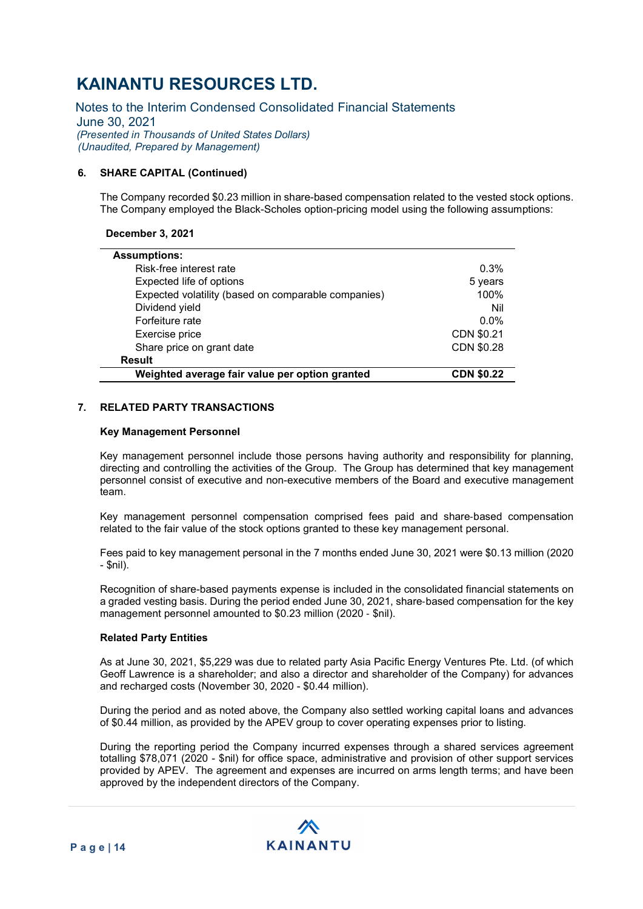## 6. SHARE CAPITAL (Continued)

The Company recorded $0.23 million in share-based compensation related to the vested stock options. The Company employed the Black-Scholes option-pricing model using the following assumptions:

**December 3, 2021**

| **Assumptions:** | |
|---|---|
| Risk-free interest rate | 0.3% |
| Expected life of options | 5 years |
| Expected volatility (based on comparable companies) | 100% |
| Dividend yield | Nil |
| Forfeiture rate | 0.0% |
| Exercise price | CDN $0.21 |
| Share price on grant date | CDN $0.28 |
| **Result** | |
| **Weighted average fair value per option granted** | **CDN $0.22** |

## 7. RELATED PARTY TRANSACTIONS

### Key Management Personnel

Key management personnel include those persons having authority and responsibility for planning, directing and controlling the activities of the Group. The Group has determined that key management personnel consist of executive and non-executive members of the Board and executive management team.

Key management personnel compensation comprised fees paid and share-based compensation related to the fair value of the stock options granted to these key management personal.

Fees paid to key management personal in the 7 months ended June 30, 2021 were $0.13 million (2020 - $nil).

Recognition of share-based payments expense is included in the consolidated financial statements on a graded vesting basis. During the period ended June 30, 2021, share-based compensation for the key management personnel amounted to $0.23 million (2020 - $nil).

### Related Party Entities

As at June 30, 2021, $5,229 was due to related party Asia Pacific Energy Ventures Pte. Ltd. (of which Geoff Lawrence is a shareholder; and also a director and shareholder of the Company) for advances and recharged costs (November 30, 2020 - $0.44 million).

During the period and as noted above, the Company also settled working capital loans and advances of $0.44 million, as provided by the APEV group to cover operating expenses prior to listing.

During the reporting period the Company incurred expenses through a shared services agreement totalling $78,071 (2020 - $nil) for office space, administrative and provision of other support services provided by APEV. The agreement and expenses are incurred on arms length terms; and have been approved by the independent directors of the Company.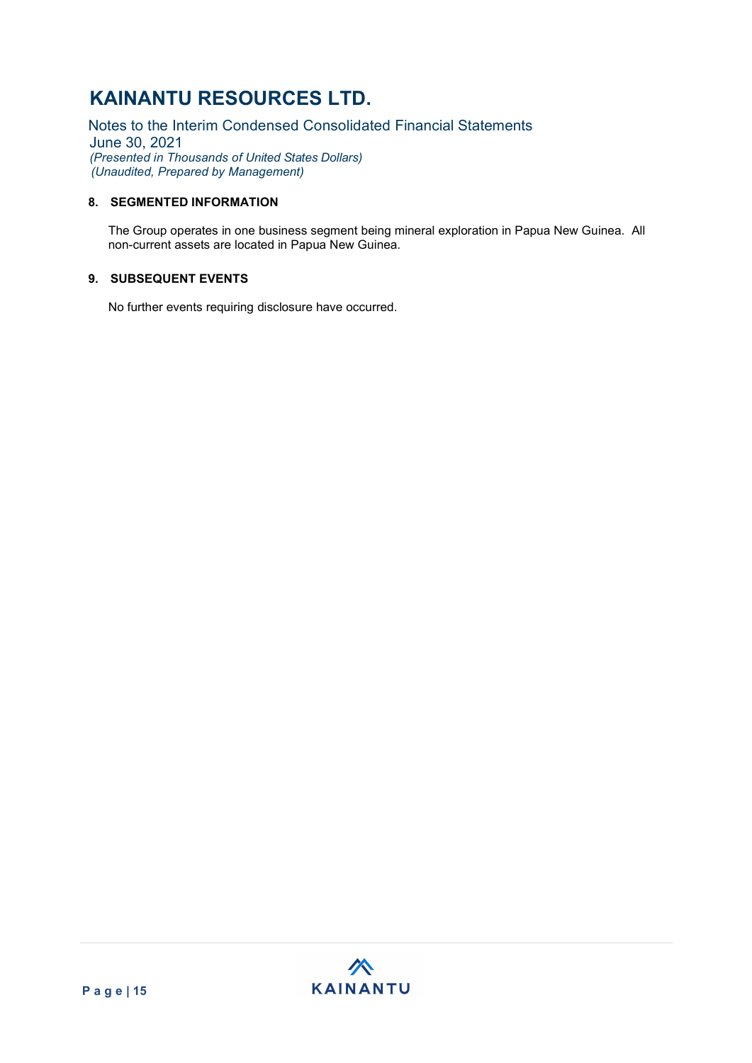# KAINANTU RESOURCES LTD.

Notes to the Interim Condensed Consolidated Financial Statements
June 30, 2021
*(Presented in Thousands of United States Dollars)*
*(Unaudited, Prepared by Management)*

## 8. SEGMENTED INFORMATION

The Group operates in one business segment being mineral exploration in Papua New Guinea. All non-current assets are located in Papua New Guinea.

## 9. SUBSEQUENT EVENTS

No further events requiring disclosure have occurred.